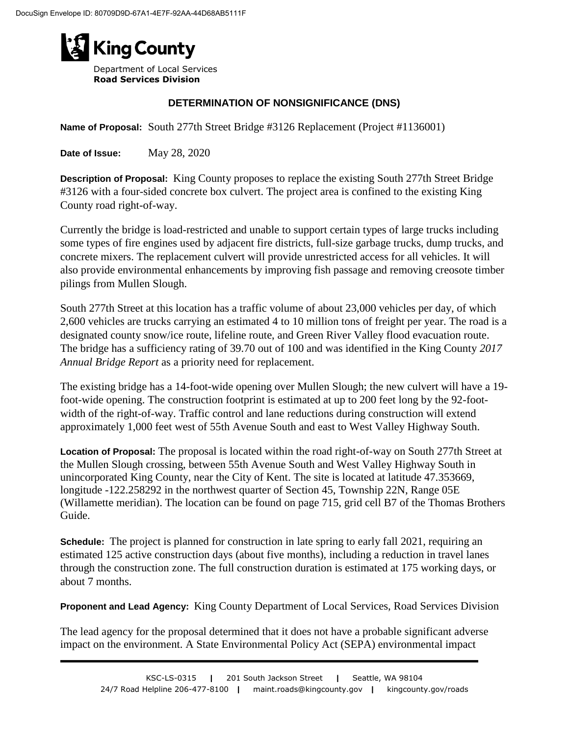King County

Department of Local Services
**Road Services Division**

## DETERMINATION OF NONSIGNIFICANCE (DNS)

**Name of Proposal:** South 277th Street Bridge #3126 Replacement (Project #1136001)

**Date of Issue:** May 28, 2020

**Description of Proposal:** King County proposes to replace the existing South 277th Street Bridge #3126 with a four-sided concrete box culvert. The project area is confined to the existing King County road right-of-way.

Currently the bridge is load-restricted and unable to support certain types of large trucks including some types of fire engines used by adjacent fire districts, full-size garbage trucks, dump trucks, and concrete mixers. The replacement culvert will provide unrestricted access for all vehicles. It will also provide environmental enhancements by improving fish passage and removing creosote timber pilings from Mullen Slough.

South 277th Street at this location has a traffic volume of about 23,000 vehicles per day, of which 2,600 vehicles are trucks carrying an estimated 4 to 10 million tons of freight per year. The road is a designated county snow/ice route, lifeline route, and Green River Valley flood evacuation route. The bridge has a sufficiency rating of 39.70 out of 100 and was identified in the King County *2017 Annual Bridge Report* as a priority need for replacement.

The existing bridge has a 14-foot-wide opening over Mullen Slough; the new culvert will have a 19-foot-wide opening. The construction footprint is estimated at up to 200 feet long by the 92-foot-width of the right-of-way. Traffic control and lane reductions during construction will extend approximately 1,000 feet west of 55th Avenue South and east to West Valley Highway South.

**Location of Proposal:** The proposal is located within the road right-of-way on South 277th Street at the Mullen Slough crossing, between 55th Avenue South and West Valley Highway South in unincorporated King County, near the City of Kent. The site is located at latitude 47.353669, longitude -122.258292 in the northwest quarter of Section 45, Township 22N, Range 05E (Willamette meridian). The location can be found on page 715, grid cell B7 of the Thomas Brothers Guide.

**Schedule:** The project is planned for construction in late spring to early fall 2021, requiring an estimated 125 active construction days (about five months), including a reduction in travel lanes through the construction zone. The full construction duration is estimated at 175 working days, or about 7 months.

**Proponent and Lead Agency:** King County Department of Local Services, Road Services Division

The lead agency for the proposal determined that it does not have a probable significant adverse impact on the environment. A State Environmental Policy Act (SEPA) environmental impact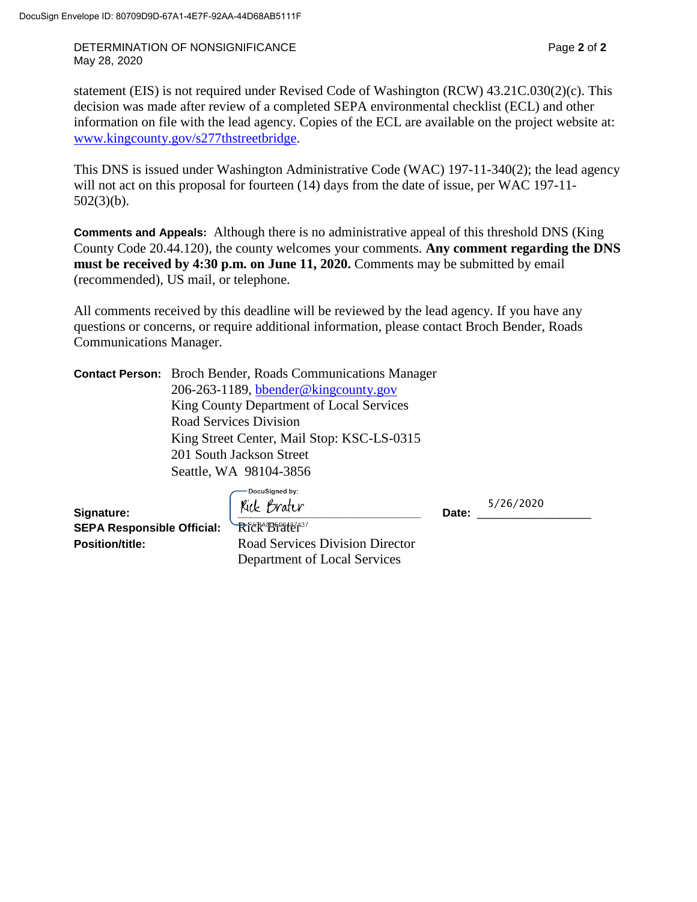statement (EIS) is not required under Revised Code of Washington (RCW) 43.21C.030(2)(c). This decision was made after review of a completed SEPA environmental checklist (ECL) and other information on file with the lead agency. Copies of the ECL are available on the project website at: www.kingcounty.gov/s277thstreetbridge.

This DNS is issued under Washington Administrative Code (WAC) 197-11-340(2); the lead agency will not act on this proposal for fourteen (14) days from the date of issue, per WAC 197-11-502(3)(b).

**Comments and Appeals:** Although there is no administrative appeal of this threshold DNS (King County Code 20.44.120), the county welcomes your comments. **Any comment regarding the DNS must be received by 4:30 p.m. on June 11, 2020.** Comments may be submitted by email (recommended), US mail, or telephone.

All comments received by this deadline will be reviewed by the lead agency. If you have any questions or concerns, or require additional information, please contact Broch Bender, Roads Communications Manager.

**Contact Person:** Broch Bender, Roads Communications Manager
206-263-1189, bbender@kingcounty.gov
King County Department of Local Services
Road Services Division
King Street Center, Mail Stop: KSC-LS-0315
201 South Jackson Street
Seattle, WA 98104-3856

**Signature:** DocuSigned by: Rick Brater **Date:** 5/26/2020

**SEPA Responsible Official:** Rick Brater

**Position/title:** Road Services Division Director
Department of Local Services